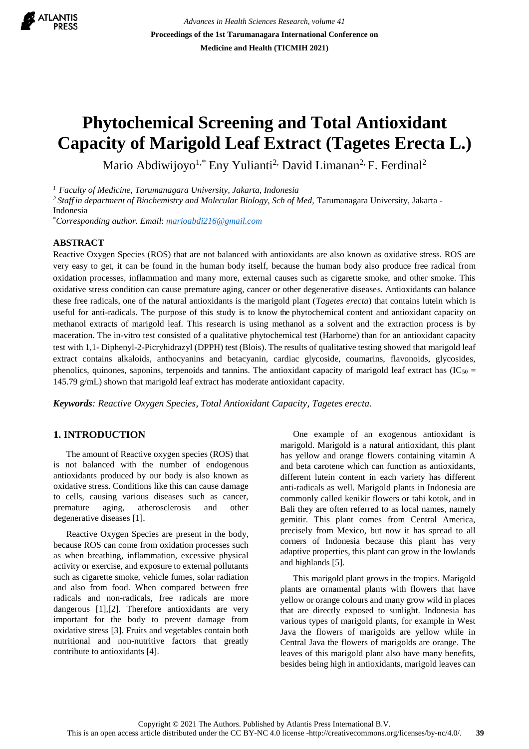# Phytochemical Screening and Total Antioxidant Capacity of Marigold Leaf Extract (Tagetes Erecta L.)

Mario Abdiwijoyo[1,*] Eny Yulianti[2,] David Limanan[2,] F. Ferdinal[2]

[1] *Faculty of Medicine, Tarumanagara University, Jakarta, Indonesia*

[2] *Staff in department of Biochemistry and Molecular Biology, Sch of Med,* Tarumanagara University, Jakarta - Indonesia

[*]*Corresponding author. Email*: *marioabdi216@gmail.com*

## ABSTRACT

Reactive Oxygen Species (ROS) that are not balanced with antioxidants are also known as oxidative stress. ROS are very easy to get, it can be found in the human body itself, because the human body also produce free radical from oxidation processes, inflammation and many more, external causes such as cigarette smoke, and other smoke. This oxidative stress condition can cause premature aging, cancer or other degenerative diseases. Antioxidants can balance these free radicals, one of the natural antioxidants is the marigold plant (*Tagetes erecta*) that contains lutein which is useful for anti-radicals. The purpose of this study is to know the phytochemical content and antioxidant capacity on methanol extracts of marigold leaf. This research is using methanol as a solvent and the extraction process is by maceration. The in-vitro test consisted of a qualitative phytochemical test (Harborne) than for an antioxidant capacity test with 1,1- Diphenyl-2-Picryhidrazyl (DPPH) test (Blois). The results of qualitative testing showed that marigold leaf extract contains alkaloids, anthocyanins and betacyanin, cardiac glycoside, coumarins, flavonoids, glycosides, phenolics, quinones, saponins, terpenoids and tannins. The antioxidant capacity of marigold leaf extract has ($IC_{50}$ = 145.79 g/mL) shown that marigold leaf extract has moderate antioxidant capacity.

***Keywords****: Reactive Oxygen Species, Total Antioxidant Capacity, Tagetes erecta.*

## 1. INTRODUCTION

The amount of Reactive oxygen species (ROS) that is not balanced with the number of endogenous antioxidants produced by our body is also known as oxidative stress. Conditions like this can cause damage to cells, causing various diseases such as cancer, premature aging, atherosclerosis and other degenerative diseases [1].

Reactive Oxygen Species are present in the body, because ROS can come from oxidation processes such as when breathing, inflammation, excessive physical activity or exercise, and exposure to external pollutants such as cigarette smoke, vehicle fumes, solar radiation and also from food. When compared between free radicals and non-radicals, free radicals are more dangerous [1],[2]. Therefore antioxidants are very important for the body to prevent damage from oxidative stress [3]. Fruits and vegetables contain both nutritional and non-nutritive factors that greatly contribute to antioxidants [4].

One example of an exogenous antioxidant is marigold. Marigold is a natural antioxidant, this plant has yellow and orange flowers containing vitamin A and beta carotene which can function as antioxidants, different lutein content in each variety has different anti-radicals as well. Marigold plants in Indonesia are commonly called kenikir flowers or tahi kotok, and in Bali they are often referred to as local names, namely gemitir. This plant comes from Central America, precisely from Mexico, but now it has spread to all corners of Indonesia because this plant has very adaptive properties, this plant can grow in the lowlands and highlands [5].

This marigold plant grows in the tropics. Marigold plants are ornamental plants with flowers that have yellow or orange colours and many grow wild in places that are directly exposed to sunlight. Indonesia has various types of marigold plants, for example in West Java the flowers of marigolds are yellow while in Central Java the flowers of marigolds are orange. The leaves of this marigold plant also have many benefits, besides being high in antioxidants, marigold leaves can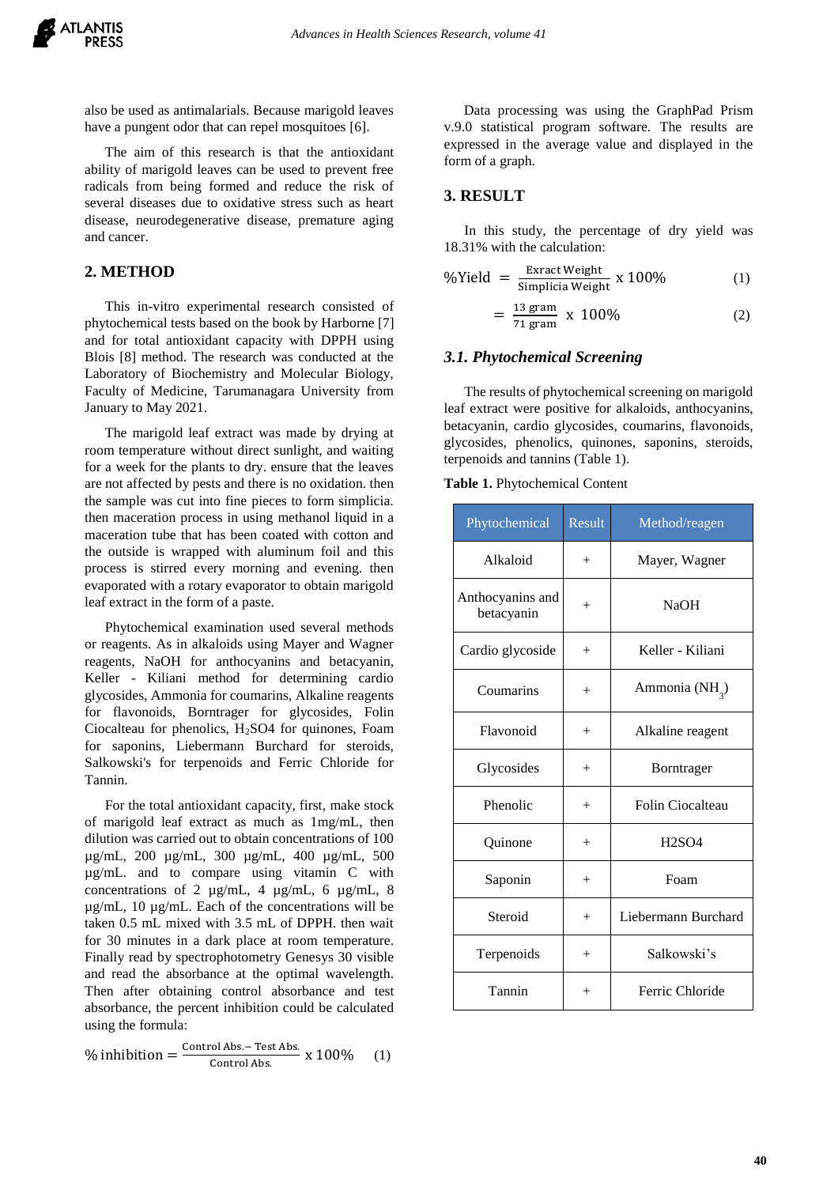also be used as antimalarials. Because marigold leaves have a pungent odor that can repel mosquitoes [6].

The aim of this research is that the antioxidant ability of marigold leaves can be used to prevent free radicals from being formed and reduce the risk of several diseases due to oxidative stress such as heart disease, neurodegenerative disease, premature aging and cancer.

## 2. METHOD

This in-vitro experimental research consisted of phytochemical tests based on the book by Harborne [7] and for total antioxidant capacity with DPPH using Blois [8] method. The research was conducted at the Laboratory of Biochemistry and Molecular Biology, Faculty of Medicine, Tarumanagara University from January to May 2021.

The marigold leaf extract was made by drying at room temperature without direct sunlight, and waiting for a week for the plants to dry. ensure that the leaves are not affected by pests and there is no oxidation. then the sample was cut into fine pieces to form simplicia. then maceration process in using methanol liquid in a maceration tube that has been coated with cotton and the outside is wrapped with aluminum foil and this process is stirred every morning and evening. then evaporated with a rotary evaporator to obtain marigold leaf extract in the form of a paste.

Phytochemical examination used several methods or reagents. As in alkaloids using Mayer and Wagner reagents, NaOH for anthocyanins and betacyanin, Keller - Kiliani method for determining cardio glycosides, Ammonia for coumarins, Alkaline reagents for flavonoids, Borntrager for glycosides, Folin Ciocalteau for phenolics, $H_2SO4$ for quinones, Foam for saponins, Liebermann Burchard for steroids, Salkowski's for terpenoids and Ferric Chloride for Tannin.

For the total antioxidant capacity, first, make stock of marigold leaf extract as much as 1mg/mL, then dilution was carried out to obtain concentrations of 100 µg/mL, 200 µg/mL, 300 µg/mL, 400 µg/mL, 500 µg/mL. and to compare using vitamin C with concentrations of 2 µg/mL, 4 µg/mL, 6 µg/mL, 8 µg/mL, 10 µg/mL. Each of the concentrations will be taken 0.5 mL mixed with 3.5 mL of DPPH. then wait for 30 minutes in a dark place at room temperature. Finally read by spectrophotometry Genesys 30 visible and read the absorbance at the optimal wavelength. Then after obtaining control absorbance and test absorbance, the percent inhibition could be calculated using the formula:

$$\%\,\text{inhibition} = \frac{\text{Control Abs.} - \text{Test Abs.}}{\text{Control Abs.}} \text{ x } 100\% \qquad (1)$$

Data processing was using the GraphPad Prism v.9.0 statistical program software. The results are expressed in the average value and displayed in the form of a graph.

## 3. RESULT

In this study, the percentage of dry yield was 18.31% with the calculation:

$$\%\text{Yield} = \frac{\text{Exract Weight}}{\text{Simplicia Weight}} \text{ x } 100\% \qquad (1)$$

$$= \frac{13 \text{ gram}}{71 \text{ gram}} \text{ x } 100\% \qquad (2)$$

### *3.1. Phytochemical Screening*

The results of phytochemical screening on marigold leaf extract were positive for alkaloids, anthocyanins, betacyanin, cardio glycosides, coumarins, flavonoids, glycosides, phenolics, quinones, saponins, steroids, terpenoids and tannins (Table 1).

**Table 1.** Phytochemical Content

| Phytochemical | Result | Method/reagen |
|---|---|---|
| Alkaloid | + | Mayer, Wagner |
| Anthocyanins and betacyanin | + | NaOH |
| Cardio glycoside | + | Keller - Kiliani |
| Coumarins | + | Ammonia ($NH_3$) |
| Flavonoid | + | Alkaline reagent |
| Glycosides | + | Borntrager |
| Phenolic | + | Folin Ciocalteau |
| Quinone | + | H2SO4 |
| Saponin | + | Foam |
| Steroid | + | Liebermann Burchard |
| Terpenoids | + | Salkowski's |
| Tannin | + | Ferric Chloride |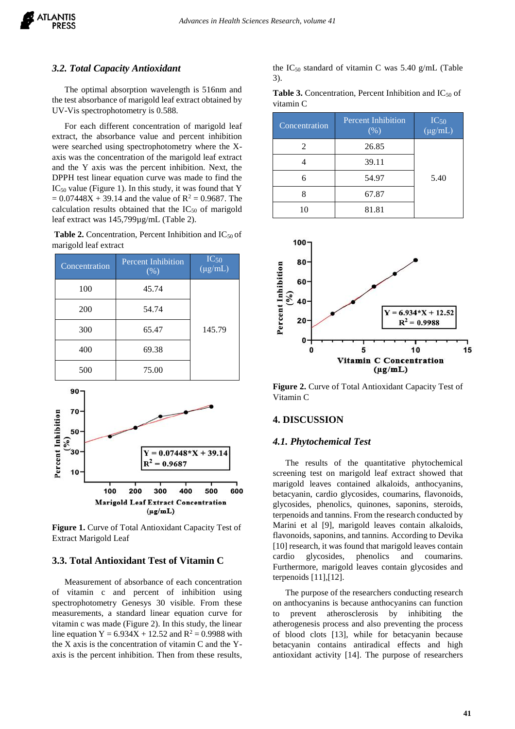### 3.2. Total Capacity Antioxidant

The optimal absorption wavelength is 516nm and the test absorbance of marigold leaf extract obtained by UV-Vis spectrophotometry is 0.588.

For each different concentration of marigold leaf extract, the absorbance value and percent inhibition were searched using spectrophotometry where the X-axis was the concentration of the marigold leaf extract and the Y axis was the percent inhibition. Next, the DPPH test linear equation curve was made to find the $IC_{50}$ value (Figure 1). In this study, it was found that $Y = 0.07448X + 39.14$ and the value of $R^2 = 0.9687$. The calculation results obtained that the $IC_{50}$ of marigold leaf extract was 145,799µg/mL (Table 2).

**Table 2.** Concentration, Percent Inhibition and $IC_{50}$ of marigold leaf extract

| Concentration | Percent Inhibition (%) | $IC_{50}$ (µg/mL) |
|---|---|---|
| 100 | 45.74 | 145.79 |
| 200 | 54.74 | |
| 300 | 65.47 | |
| 400 | 69.38 | |
| 500 | 75.00 | |

**Figure 1.** Curve of Total Antioxidant Capacity Test of Extract Marigold Leaf

### 3.3. Total Antioxidant Test of Vitamin C

Measurement of absorbance of each concentration of vitamin c and percent of inhibition using spectrophotometry Genesys 30 visible. From these measurements, a standard linear equation curve for vitamin c was made (Figure 2). In this study, the linear line equation $Y = 6.934X + 12.52$ and $R^2 = 0.9988$ with the X axis is the concentration of vitamin C and the Y-axis is the percent inhibition. Then from these results, the $IC_{50}$ standard of vitamin C was 5.40 g/mL (Table 3).

**Table 3.** Concentration, Percent Inhibition and $IC_{50}$ of vitamin C

| Concentration | Percent Inhibition (%) | $IC_{50}$ (µg/mL) |
|---|---|---|
| 2 | 26.85 | 5.40 |
| 4 | 39.11 | |
| 6 | 54.97 | |
| 8 | 67.87 | |
| 10 | 81.81 | |

**Figure 2.** Curve of Total Antioxidant Capacity Test of Vitamin C

## 4. DISCUSSION

### 4.1. Phytochemical Test

The results of the quantitative phytochemical screening test on marigold leaf extract showed that marigold leaves contained alkaloids, anthocyanins, betacyanin, cardio glycosides, coumarins, flavonoids, glycosides, phenolics, quinones, saponins, steroids, terpenoids and tannins. From the research conducted by Marini et al [9], marigold leaves contain alkaloids, flavonoids, saponins, and tannins. According to Devika [10] research, it was found that marigold leaves contain cardio glycosides, phenolics and coumarins. Furthermore, marigold leaves contain glycosides and terpenoids [11],[12].

The purpose of the researchers conducting research on anthocyanins is because anthocyanins can function to prevent atherosclerosis by inhibiting the atherogenesis process and also preventing the process of blood clots [13], while for betacyanin because betacyanin contains antiradical effects and high antioxidant activity [14]. The purpose of researchers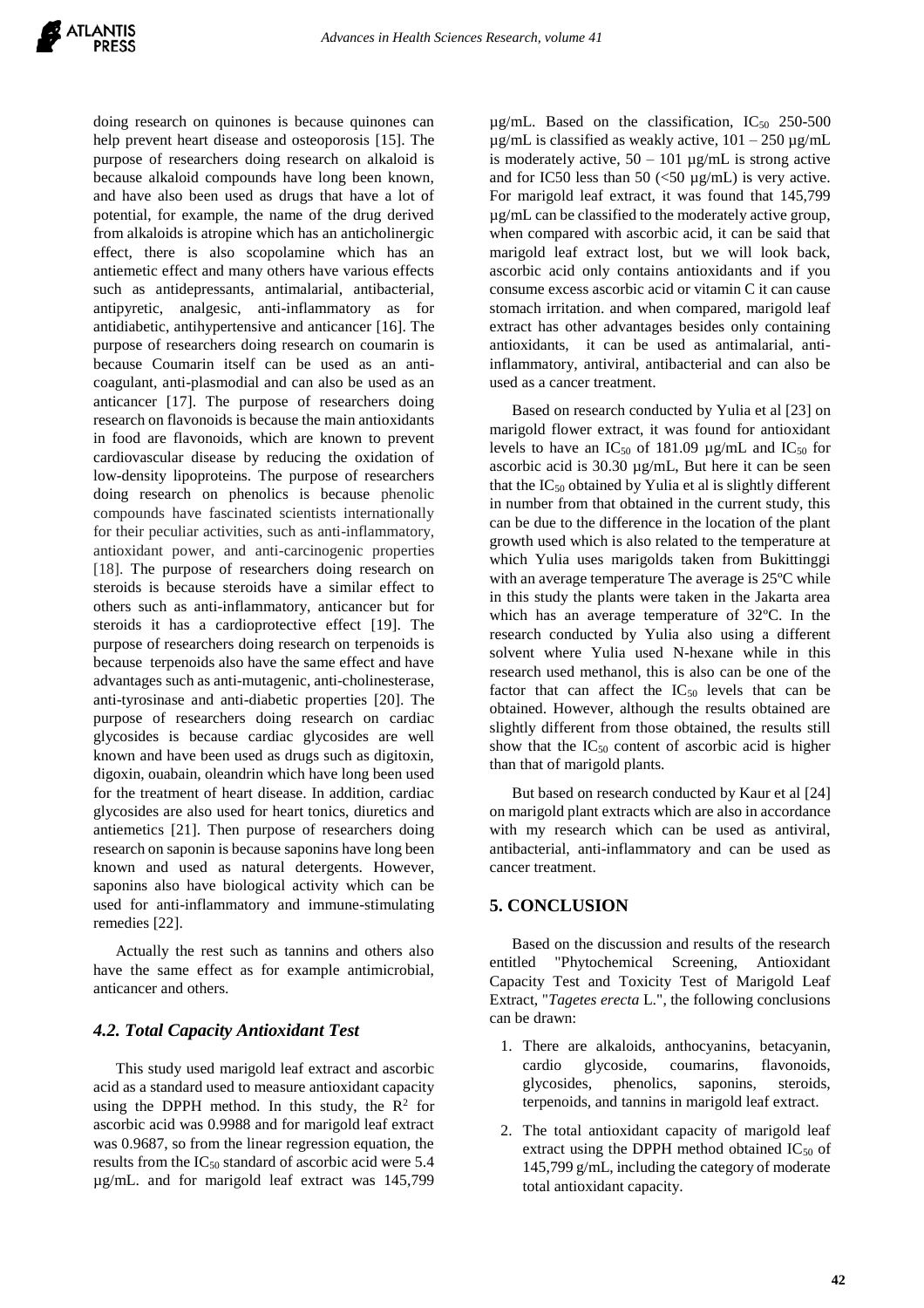doing research on quinones is because quinones can help prevent heart disease and osteoporosis [15]. The purpose of researchers doing research on alkaloid is because alkaloid compounds have long been known, and have also been used as drugs that have a lot of potential, for example, the name of the drug derived from alkaloids is atropine which has an anticholinergic effect, there is also scopolamine which has an antiemetic effect and many others have various effects such as antidepressants, antimalarial, antibacterial, antipyretic, analgesic, anti-inflammatory as for antidiabetic, antihypertensive and anticancer [16]. The purpose of researchers doing research on coumarin is because Coumarin itself can be used as an anti-coagulant, anti-plasmodial and can also be used as an anticancer [17]. The purpose of researchers doing research on flavonoids is because the main antioxidants in food are flavonoids, which are known to prevent cardiovascular disease by reducing the oxidation of low-density lipoproteins. The purpose of researchers doing research on phenolics is because phenolic compounds have fascinated scientists internationally for their peculiar activities, such as anti-inflammatory, antioxidant power, and anti-carcinogenic properties [18]. The purpose of researchers doing research on steroids is because steroids have a similar effect to others such as anti-inflammatory, anticancer but for steroids it has a cardioprotective effect [19]. The purpose of researchers doing research on terpenoids is because terpenoids also have the same effect and have advantages such as anti-mutagenic, anti-cholinesterase, anti-tyrosinase and anti-diabetic properties [20]. The purpose of researchers doing research on cardiac glycosides is because cardiac glycosides are well known and have been used as drugs such as digitoxin, digoxin, ouabain, oleandrin which have long been used for the treatment of heart disease. In addition, cardiac glycosides are also used for heart tonics, diuretics and antiemetics [21]. Then purpose of researchers doing research on saponin is because saponins have long been known and used as natural detergents. However, saponins also have biological activity which can be used for anti-inflammatory and immune-stimulating remedies [22].

Actually the rest such as tannins and others also have the same effect as for example antimicrobial, anticancer and others.

### *4.2. Total Capacity Antioxidant Test*

This study used marigold leaf extract and ascorbic acid as a standard used to measure antioxidant capacity using the DPPH method. In this study, the $R^2$ for ascorbic acid was 0.9988 and for marigold leaf extract was 0.9687, so from the linear regression equation, the results from the $IC_{50}$ standard of ascorbic acid were 5.4 µg/mL. and for marigold leaf extract was 145,799 µg/mL. Based on the classification, $IC_{50}$ 250-500 µg/mL is classified as weakly active, 101 – 250 µg/mL is moderately active, 50 – 101 µg/mL is strong active and for IC50 less than 50 (<50 µg/mL) is very active. For marigold leaf extract, it was found that 145,799 µg/mL can be classified to the moderately active group, when compared with ascorbic acid, it can be said that marigold leaf extract lost, but we will look back, ascorbic acid only contains antioxidants and if you consume excess ascorbic acid or vitamin C it can cause stomach irritation. and when compared, marigold leaf extract has other advantages besides only containing antioxidants, it can be used as antimalarial, anti-inflammatory, antiviral, antibacterial and can also be used as a cancer treatment.

Based on research conducted by Yulia et al [23] on marigold flower extract, it was found for antioxidant levels to have an $IC_{50}$ of 181.09 µg/mL and $IC_{50}$ for ascorbic acid is 30.30 µg/mL, But here it can be seen that the $IC_{50}$ obtained by Yulia et al is slightly different in number from that obtained in the current study, this can be due to the difference in the location of the plant growth used which is also related to the temperature at which Yulia uses marigolds taken from Bukittinggi with an average temperature The average is 25ºC while in this study the plants were taken in the Jakarta area which has an average temperature of 32ºC. In the research conducted by Yulia also using a different solvent where Yulia used N-hexane while in this research used methanol, this is also can be one of the factor that can affect the $IC_{50}$ levels that can be obtained. However, although the results obtained are slightly different from those obtained, the results still show that the $IC_{50}$ content of ascorbic acid is higher than that of marigold plants.

But based on research conducted by Kaur et al [24] on marigold plant extracts which are also in accordance with my research which can be used as antiviral, antibacterial, anti-inflammatory and can be used as cancer treatment.

## 5. CONCLUSION

Based on the discussion and results of the research entitled "Phytochemical Screening, Antioxidant Capacity Test and Toxicity Test of Marigold Leaf Extract, "*Tagetes erecta* L.", the following conclusions can be drawn:

1. There are alkaloids, anthocyanins, betacyanin, cardio glycoside, coumarins, flavonoids, glycosides, phenolics, saponins, steroids, terpenoids, and tannins in marigold leaf extract.
2. The total antioxidant capacity of marigold leaf extract using the DPPH method obtained $IC_{50}$ of 145,799 g/mL, including the category of moderate total antioxidant capacity.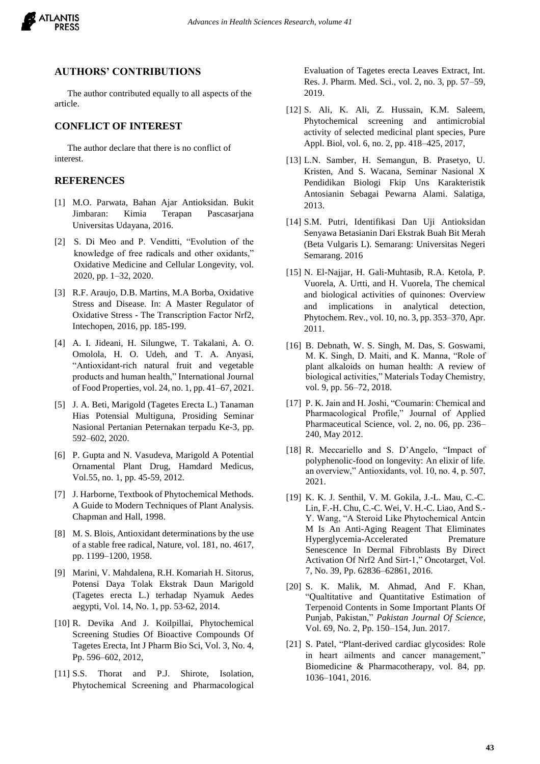## AUTHORS' CONTRIBUTIONS

The author contributed equally to all aspects of the article.

## CONFLICT OF INTEREST

The author declare that there is no conflict of interest.

## REFERENCES

[1] M.O. Parwata, Bahan Ajar Antioksidan. Bukit Jimbaran: Kimia Terapan Pascasarjana Universitas Udayana, 2016.

[2] S. Di Meo and P. Venditti, "Evolution of the knowledge of free radicals and other oxidants," Oxidative Medicine and Cellular Longevity, vol. 2020, pp. 1–32, 2020.

[3] R.F. Araujo, D.B. Martins, M.A Borba, Oxidative Stress and Disease. In: A Master Regulator of Oxidative Stress - The Transcription Factor Nrf2, Intechopen, 2016, pp. 185-199.

[4] A. I. Jideani, H. Silungwe, T. Takalani, A. O. Omolola, H. O. Udeh, and T. A. Anyasi, "Antioxidant-rich natural fruit and vegetable products and human health," International Journal of Food Properties, vol. 24, no. 1, pp. 41–67, 2021.

[5] J. A. Beti, Marigold (Tagetes Erecta L.) Tanaman Hias Potensial Multiguna, Prosiding Seminar Nasional Pertanian Peternakan terpadu Ke-3, pp. 592–602, 2020.

[6] P. Gupta and N. Vasudeva, Marigold A Potential Ornamental Plant Drug, Hamdard Medicus, Vol.55, no. 1, pp. 45-59, 2012.

[7] J. Harborne, Textbook of Phytochemical Methods. A Guide to Modern Techniques of Plant Analysis. Chapman and Hall, 1998.

[8] M. S. Blois, Antioxidant determinations by the use of a stable free radical, Nature, vol. 181, no. 4617, pp. 1199–1200, 1958.

[9] Marini, V. Mahdalena, R.H. Komariah H. Sitorus, Potensi Daya Tolak Ekstrak Daun Marigold (Tagetes erecta L.) terhadap Nyamuk Aedes aegypti, Vol. 14, No. 1, pp. 53-62, 2014.

[10] R. Devika And J. Koilpillai, Phytochemical Screening Studies Of Bioactive Compounds Of Tagetes Erecta, Int J Pharm Bio Sci, Vol. 3, No. 4, Pp. 596–602, 2012,

[11] S.S. Thorat and P.J. Shirote, Isolation, Phytochemical Screening and Pharmacological Evaluation of Tagetes erecta Leaves Extract, Int. Res. J. Pharm. Med. Sci., vol. 2, no. 3, pp. 57–59, 2019.

[12] S. Ali, K. Ali, Z. Hussain, K.M. Saleem, Phytochemical screening and antimicrobial activity of selected medicinal plant species, Pure Appl. Biol, vol. 6, no. 2, pp. 418–425, 2017,

[13] L.N. Samber, H. Semangun, B. Prasetyo, U. Kristen, And S. Wacana, Seminar Nasional X Pendidikan Biologi Fkip Uns Karakteristik Antosianin Sebagai Pewarna Alami. Salatiga, 2013.

[14] S.M. Putri, Identifikasi Dan Uji Antioksidan Senyawa Betasianin Dari Ekstrak Buah Bit Merah (Beta Vulgaris L). Semarang: Universitas Negeri Semarang. 2016

[15] N. El-Najjar, H. Gali-Muhtasib, R.A. Ketola, P. Vuorela, A. Urtti, and H. Vuorela, The chemical and biological activities of quinones: Overview and implications in analytical detection, Phytochem. Rev., vol. 10, no. 3, pp. 353–370, Apr. 2011.

[16] B. Debnath, W. S. Singh, M. Das, S. Goswami, M. K. Singh, D. Maiti, and K. Manna, "Role of plant alkaloids on human health: A review of biological activities," Materials Today Chemistry, vol. 9, pp. 56–72, 2018.

[17] P. K. Jain and H. Joshi, "Coumarin: Chemical and Pharmacological Profile," Journal of Applied Pharmaceutical Science, vol. 2, no. 06, pp. 236–240, May 2012.

[18] R. Meccariello and S. D'Angelo, "Impact of polyphenolic-food on longevity: An elixir of life. an overview," Antioxidants, vol. 10, no. 4, p. 507, 2021.

[19] K. K. J. Senthil, V. M. Gokila, J.-L. Mau, C.-C. Lin, F.-H. Chu, C.-C. Wei, V. H.-C. Liao, And S.-Y. Wang, "A Steroid Like Phytochemical Antcin M Is An Anti-Aging Reagent That Eliminates Hyperglycemia-Accelerated Premature Senescence In Dermal Fibroblasts By Direct Activation Of Nrf2 And Sirt-1," Oncotarget, Vol. 7, No. 39, Pp. 62836–62861, 2016.

[20] S. K. Malik, M. Ahmad, And F. Khan, "Qualtitative and Quantitative Estimation of Terpenoid Contents in Some Important Plants Of Punjab, Pakistan," *Pakistan Journal Of Science*, Vol. 69, No. 2, Pp. 150–154, Jun. 2017.

[21] S. Patel, "Plant-derived cardiac glycosides: Role in heart ailments and cancer management," Biomedicine & Pharmacotherapy, vol. 84, pp. 1036–1041, 2016.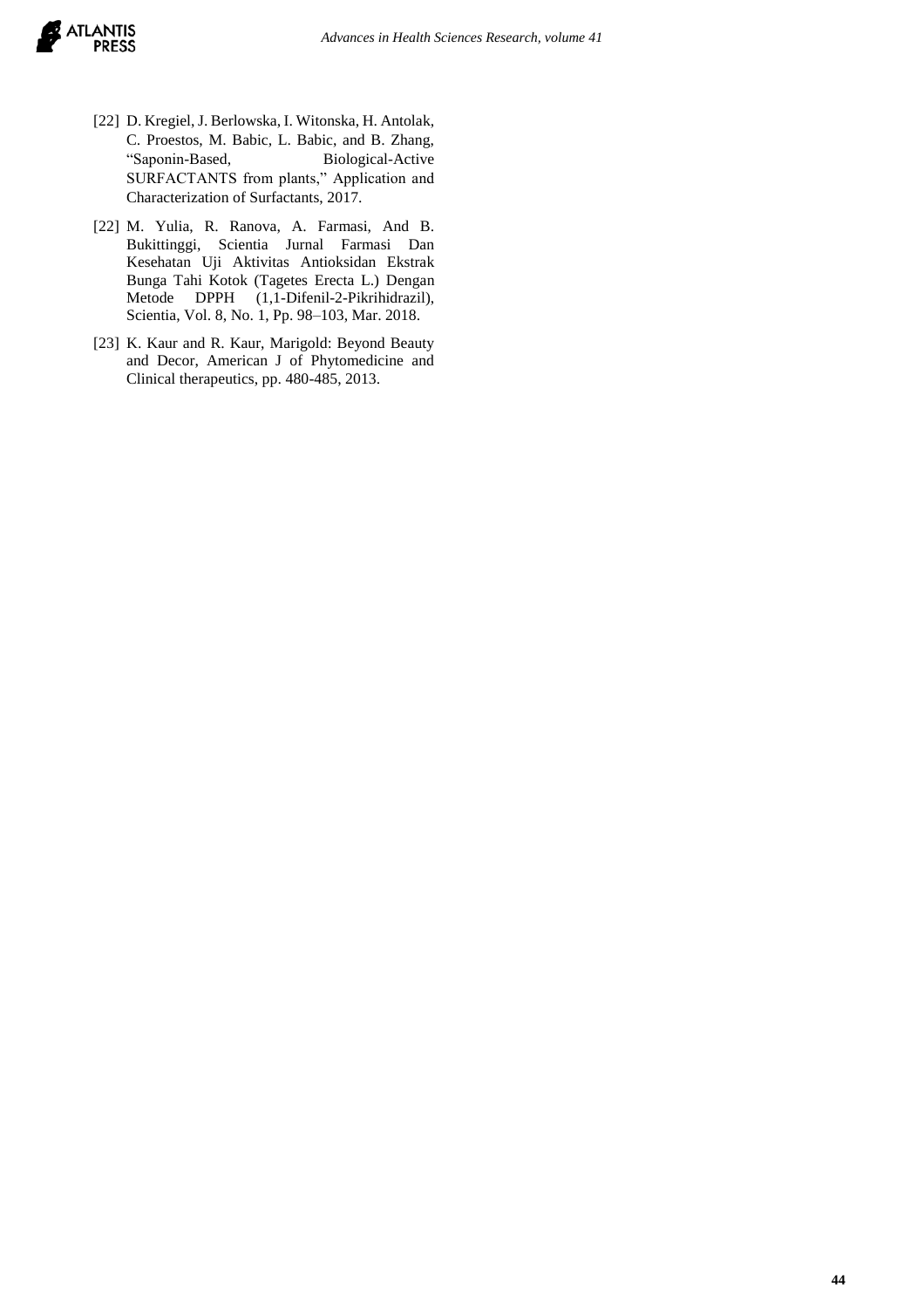[22] D. Kregiel, J. Berlowska, I. Witonska, H. Antolak, C. Proestos, M. Babic, L. Babic, and B. Zhang, "Saponin-Based, Biological-Active SURFACTANTS from plants," Application and Characterization of Surfactants, 2017.

[22] M. Yulia, R. Ranova, A. Farmasi, And B. Bukittinggi, Scientia Jurnal Farmasi Dan Kesehatan Uji Aktivitas Antioksidan Ekstrak Bunga Tahi Kotok (Tagetes Erecta L.) Dengan Metode DPPH (1,1-Difenil-2-Pikrihidrazil), Scientia, Vol. 8, No. 1, Pp. 98–103, Mar. 2018.

[23] K. Kaur and R. Kaur, Marigold: Beyond Beauty and Decor, American J of Phytomedicine and Clinical therapeutics, pp. 480-485, 2013.